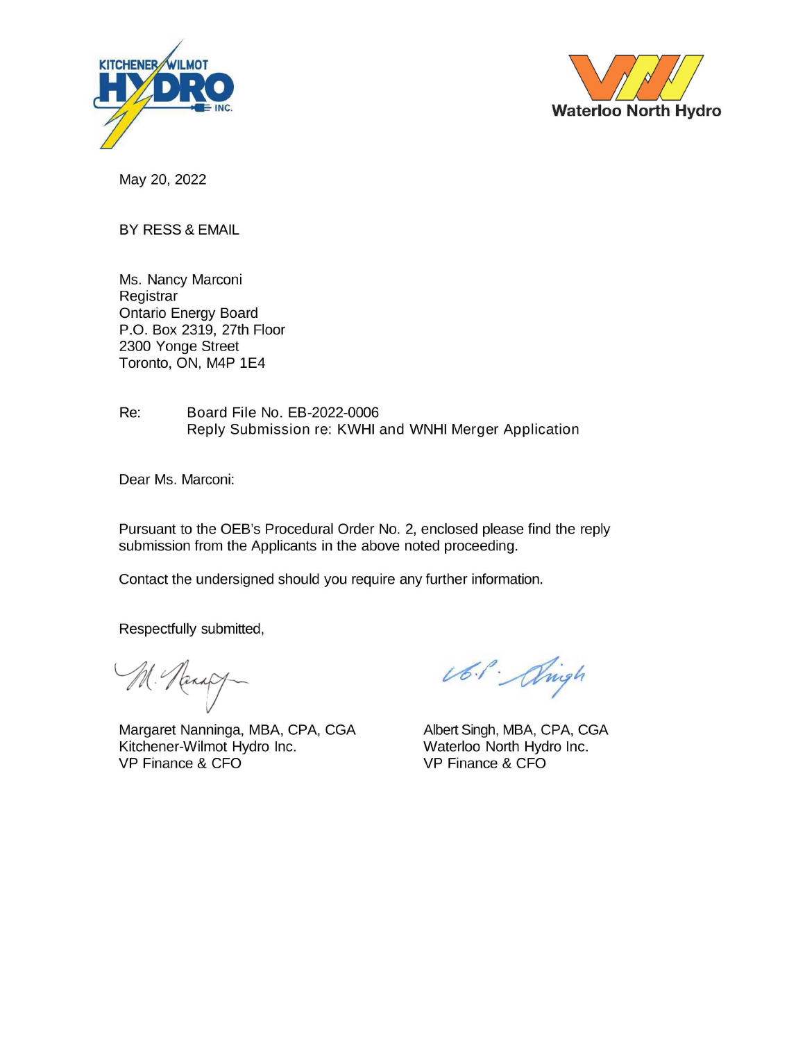May 20, 2022

BY RESS & EMAIL

Ms. Nancy Marconi
Registrar
Ontario Energy Board
P.O. Box 2319, 27th Floor
2300 Yonge Street
Toronto, ON, M4P 1E4

Re: Board File No. EB-2022-0006
Reply Submission re: KWHI and WNHI Merger Application

Dear Ms. Marconi:

Pursuant to the OEB's Procedural Order No. 2, enclosed please find the reply submission from the Applicants in the above noted proceeding.

Contact the undersigned should you require any further information.

Respectfully submitted,

Margaret Nanninga, MBA, CPA, CGA
Kitchener-Wilmot Hydro Inc.
VP Finance & CFO

Albert Singh, MBA, CPA, CGA
Waterloo North Hydro Inc.
VP Finance & CFO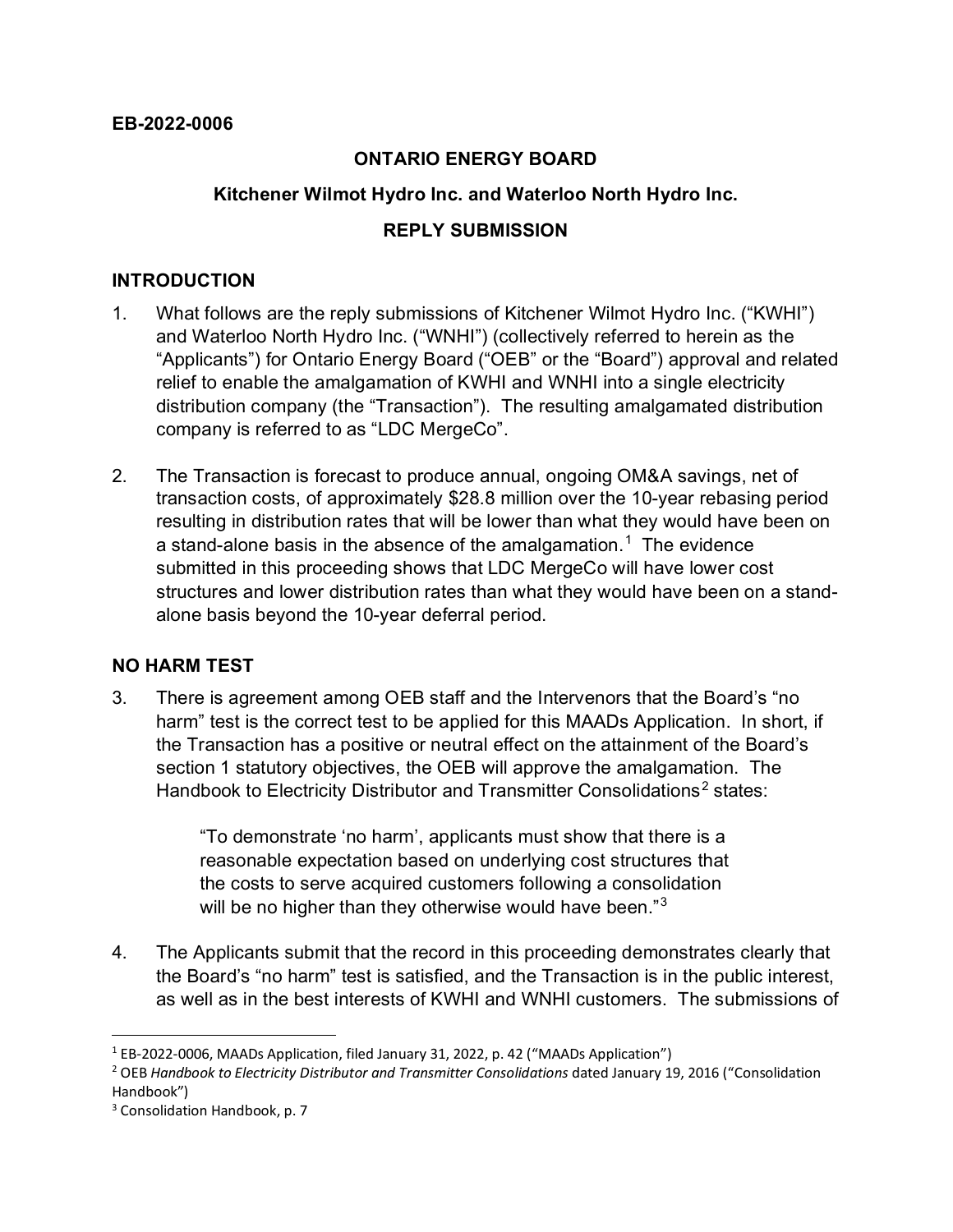**EB-2022-0006**

**ONTARIO ENERGY BOARD**

**Kitchener Wilmot Hydro Inc. and Waterloo North Hydro Inc.**

**REPLY SUBMISSION**

## INTRODUCTION

1. What follows are the reply submissions of Kitchener Wilmot Hydro Inc. ("KWHI") and Waterloo North Hydro Inc. ("WNHI") (collectively referred to herein as the "Applicants") for Ontario Energy Board ("OEB" or the "Board") approval and related relief to enable the amalgamation of KWHI and WNHI into a single electricity distribution company (the "Transaction"). The resulting amalgamated distribution company is referred to as "LDC MergeCo".

2. The Transaction is forecast to produce annual, ongoing OM&A savings, net of transaction costs, of approximately $28.8 million over the 10-year rebasing period resulting in distribution rates that will be lower than what they would have been on a stand-alone basis in the absence of the amalgamation.[1] The evidence submitted in this proceeding shows that LDC MergeCo will have lower cost structures and lower distribution rates than what they would have been on a stand-alone basis beyond the 10-year deferral period.

## NO HARM TEST

3. There is agreement among OEB staff and the Intervenors that the Board's "no harm" test is the correct test to be applied for this MAADs Application. In short, if the Transaction has a positive or neutral effect on the attainment of the Board's section 1 statutory objectives, the OEB will approve the amalgamation. The Handbook to Electricity Distributor and Transmitter Consolidations[2] states:

   > "To demonstrate 'no harm', applicants must show that there is a reasonable expectation based on underlying cost structures that the costs to serve acquired customers following a consolidation will be no higher than they otherwise would have been."[3]

4. The Applicants submit that the record in this proceeding demonstrates clearly that the Board's "no harm" test is satisfied, and the Transaction is in the public interest, as well as in the best interests of KWHI and WNHI customers. The submissions of

---

[1] EB-2022-0006, MAADs Application, filed January 31, 2022, p. 42 ("MAADs Application")

[2] OEB *Handbook to Electricity Distributor and Transmitter Consolidations* dated January 19, 2016 ("Consolidation Handbook")

[3] Consolidation Handbook, p. 7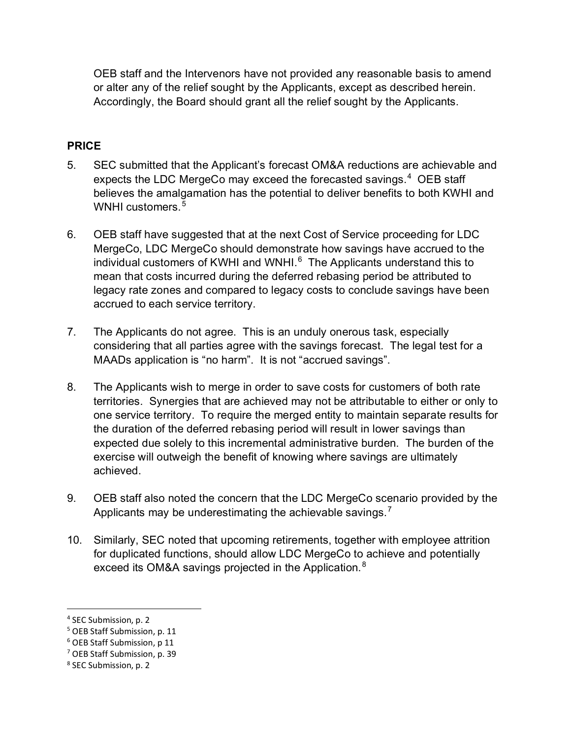OEB staff and the Intervenors have not provided any reasonable basis to amend or alter any of the relief sought by the Applicants, except as described herein. Accordingly, the Board should grant all the relief sought by the Applicants.

## PRICE

5. SEC submitted that the Applicant's forecast OM&A reductions are achievable and expects the LDC MergeCo may exceed the forecasted savings.[4] OEB staff believes the amalgamation has the potential to deliver benefits to both KWHI and WNHI customers.[5]

6. OEB staff have suggested that at the next Cost of Service proceeding for LDC MergeCo, LDC MergeCo should demonstrate how savings have accrued to the individual customers of KWHI and WNHI.[6] The Applicants understand this to mean that costs incurred during the deferred rebasing period be attributed to legacy rate zones and compared to legacy costs to conclude savings have been accrued to each service territory.

7. The Applicants do not agree. This is an unduly onerous task, especially considering that all parties agree with the savings forecast. The legal test for a MAADs application is "no harm". It is not "accrued savings".

8. The Applicants wish to merge in order to save costs for customers of both rate territories. Synergies that are achieved may not be attributable to either or only to one service territory. To require the merged entity to maintain separate results for the duration of the deferred rebasing period will result in lower savings than expected due solely to this incremental administrative burden. The burden of the exercise will outweigh the benefit of knowing where savings are ultimately achieved.

9. OEB staff also noted the concern that the LDC MergeCo scenario provided by the Applicants may be underestimating the achievable savings.[7]

10. Similarly, SEC noted that upcoming retirements, together with employee attrition for duplicated functions, should allow LDC MergeCo to achieve and potentially exceed its OM&A savings projected in the Application.[8]

---

[4] SEC Submission, p. 2

[5] OEB Staff Submission, p. 11

[6] OEB Staff Submission, p 11

[7] OEB Staff Submission, p. 39

[8] SEC Submission, p. 2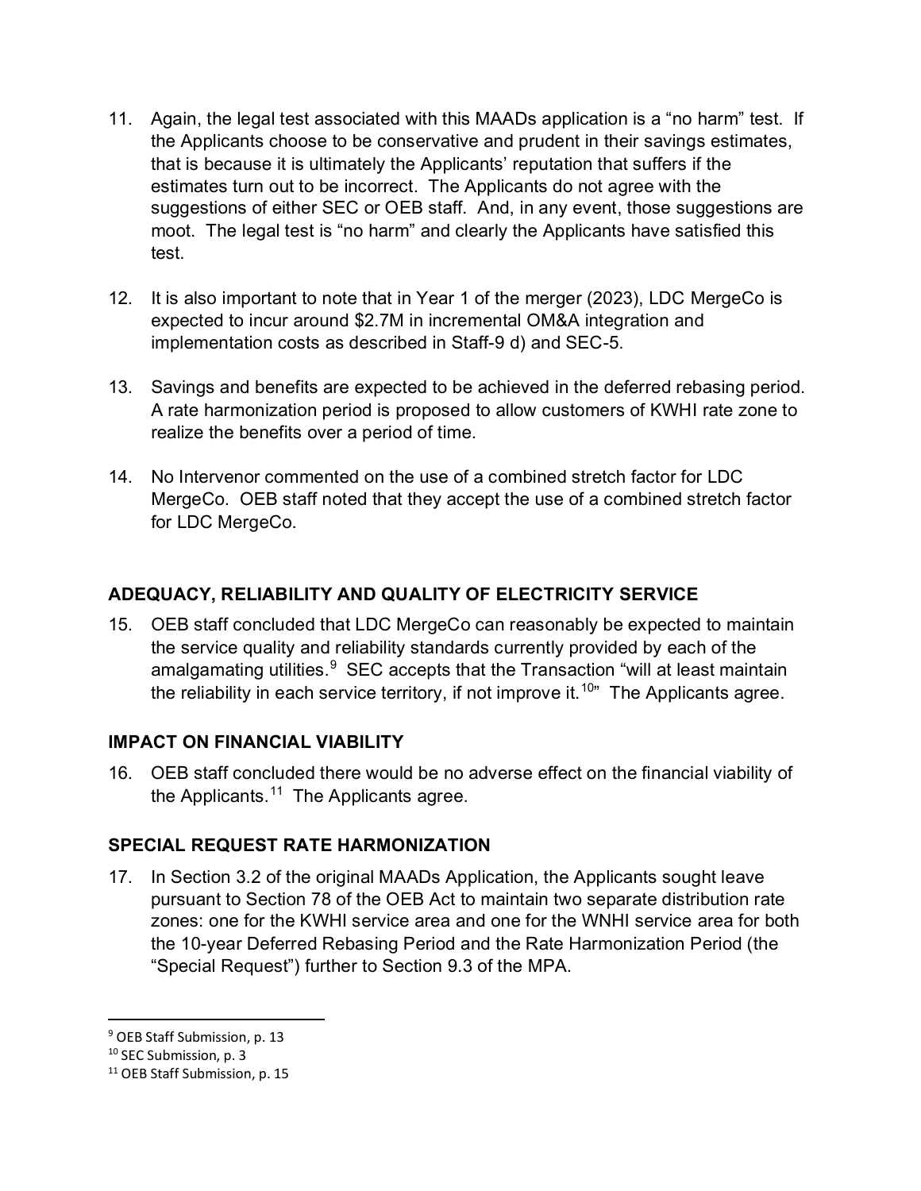11. Again, the legal test associated with this MAADs application is a "no harm" test. If the Applicants choose to be conservative and prudent in their savings estimates, that is because it is ultimately the Applicants' reputation that suffers if the estimates turn out to be incorrect. The Applicants do not agree with the suggestions of either SEC or OEB staff. And, in any event, those suggestions are moot. The legal test is "no harm" and clearly the Applicants have satisfied this test.

12. It is also important to note that in Year 1 of the merger (2023), LDC MergeCo is expected to incur around $2.7M in incremental OM&A integration and implementation costs as described in Staff-9 d) and SEC-5.

13. Savings and benefits are expected to be achieved in the deferred rebasing period. A rate harmonization period is proposed to allow customers of KWHI rate zone to realize the benefits over a period of time.

14. No Intervenor commented on the use of a combined stretch factor for LDC MergeCo. OEB staff noted that they accept the use of a combined stretch factor for LDC MergeCo.

## ADEQUACY, RELIABILITY AND QUALITY OF ELECTRICITY SERVICE

15. OEB staff concluded that LDC MergeCo can reasonably be expected to maintain the service quality and reliability standards currently provided by each of the amalgamating utilities.[9] SEC accepts that the Transaction "will at least maintain the reliability in each service territory, if not improve it.[10]" The Applicants agree.

## IMPACT ON FINANCIAL VIABILITY

16. OEB staff concluded there would be no adverse effect on the financial viability of the Applicants.[11] The Applicants agree.

## SPECIAL REQUEST RATE HARMONIZATION

17. In Section 3.2 of the original MAADs Application, the Applicants sought leave pursuant to Section 78 of the OEB Act to maintain two separate distribution rate zones: one for the KWHI service area and one for the WNHI service area for both the 10-year Deferred Rebasing Period and the Rate Harmonization Period (the "Special Request") further to Section 9.3 of the MPA.

---

[9] OEB Staff Submission, p. 13

[10] SEC Submission, p. 3

[11] OEB Staff Submission, p. 15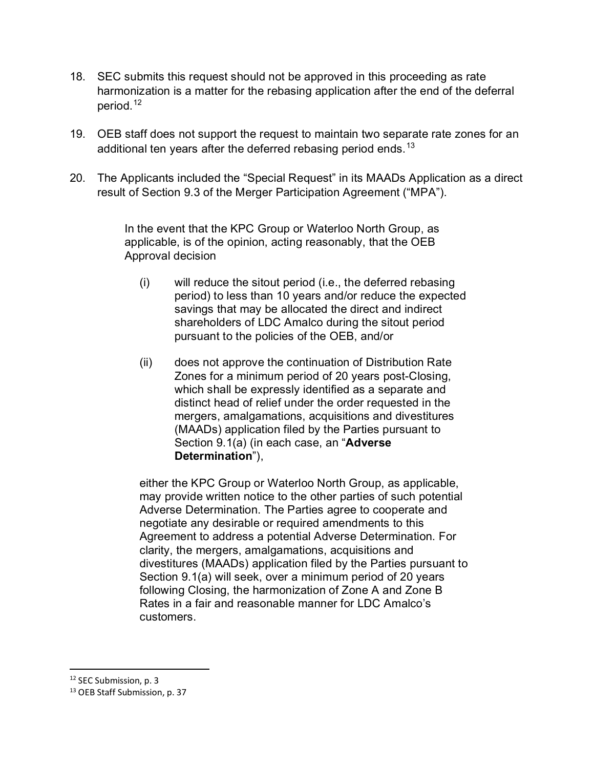18. SEC submits this request should not be approved in this proceeding as rate harmonization is a matter for the rebasing application after the end of the deferral period.[12]

19. OEB staff does not support the request to maintain two separate rate zones for an additional ten years after the deferred rebasing period ends.[13]

20. The Applicants included the "Special Request" in its MAADs Application as a direct result of Section 9.3 of the Merger Participation Agreement ("MPA").

> In the event that the KPC Group or Waterloo North Group, as applicable, is of the opinion, acting reasonably, that the OEB Approval decision
>
> (i) will reduce the sitout period (i.e., the deferred rebasing period) to less than 10 years and/or reduce the expected savings that may be allocated the direct and indirect shareholders of LDC Amalco during the sitout period pursuant to the policies of the OEB, and/or
>
> (ii) does not approve the continuation of Distribution Rate Zones for a minimum period of 20 years post-Closing, which shall be expressly identified as a separate and distinct head of relief under the order requested in the mergers, amalgamations, acquisitions and divestitures (MAADs) application filed by the Parties pursuant to Section 9.1(a) (in each case, an "**Adverse Determination**"),
>
> either the KPC Group or Waterloo North Group, as applicable, may provide written notice to the other parties of such potential Adverse Determination. The Parties agree to cooperate and negotiate any desirable or required amendments to this Agreement to address a potential Adverse Determination. For clarity, the mergers, amalgamations, acquisitions and divestitures (MAADs) application filed by the Parties pursuant to Section 9.1(a) will seek, over a minimum period of 20 years following Closing, the harmonization of Zone A and Zone B Rates in a fair and reasonable manner for LDC Amalco's customers.

---

[12] SEC Submission, p. 3

[13] OEB Staff Submission, p. 37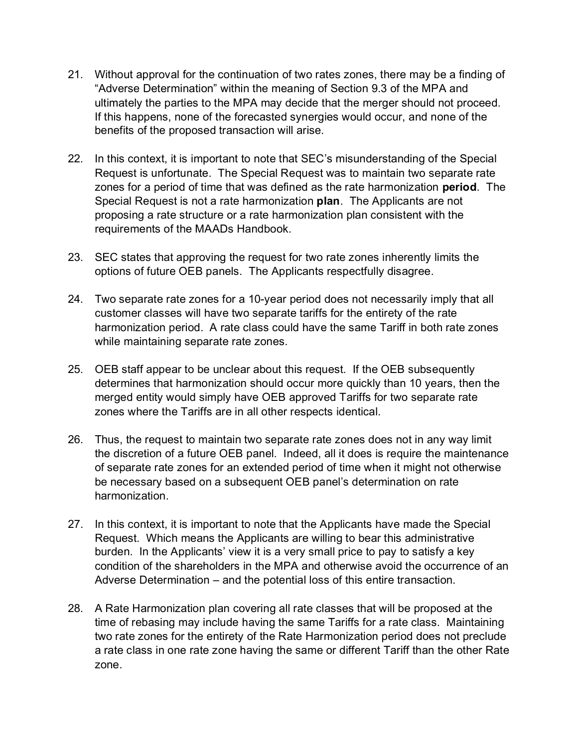21. Without approval for the continuation of two rates zones, there may be a finding of "Adverse Determination" within the meaning of Section 9.3 of the MPA and ultimately the parties to the MPA may decide that the merger should not proceed. If this happens, none of the forecasted synergies would occur, and none of the benefits of the proposed transaction will arise.

22. In this context, it is important to note that SEC's misunderstanding of the Special Request is unfortunate. The Special Request was to maintain two separate rate zones for a period of time that was defined as the rate harmonization **period**. The Special Request is not a rate harmonization **plan**. The Applicants are not proposing a rate structure or a rate harmonization plan consistent with the requirements of the MAADs Handbook.

23. SEC states that approving the request for two rate zones inherently limits the options of future OEB panels. The Applicants respectfully disagree.

24. Two separate rate zones for a 10-year period does not necessarily imply that all customer classes will have two separate tariffs for the entirety of the rate harmonization period. A rate class could have the same Tariff in both rate zones while maintaining separate rate zones.

25. OEB staff appear to be unclear about this request. If the OEB subsequently determines that harmonization should occur more quickly than 10 years, then the merged entity would simply have OEB approved Tariffs for two separate rate zones where the Tariffs are in all other respects identical.

26. Thus, the request to maintain two separate rate zones does not in any way limit the discretion of a future OEB panel. Indeed, all it does is require the maintenance of separate rate zones for an extended period of time when it might not otherwise be necessary based on a subsequent OEB panel's determination on rate harmonization.

27. In this context, it is important to note that the Applicants have made the Special Request. Which means the Applicants are willing to bear this administrative burden. In the Applicants' view it is a very small price to pay to satisfy a key condition of the shareholders in the MPA and otherwise avoid the occurrence of an Adverse Determination – and the potential loss of this entire transaction.

28. A Rate Harmonization plan covering all rate classes that will be proposed at the time of rebasing may include having the same Tariffs for a rate class. Maintaining two rate zones for the entirety of the Rate Harmonization period does not preclude a rate class in one rate zone having the same or different Tariff than the other Rate zone.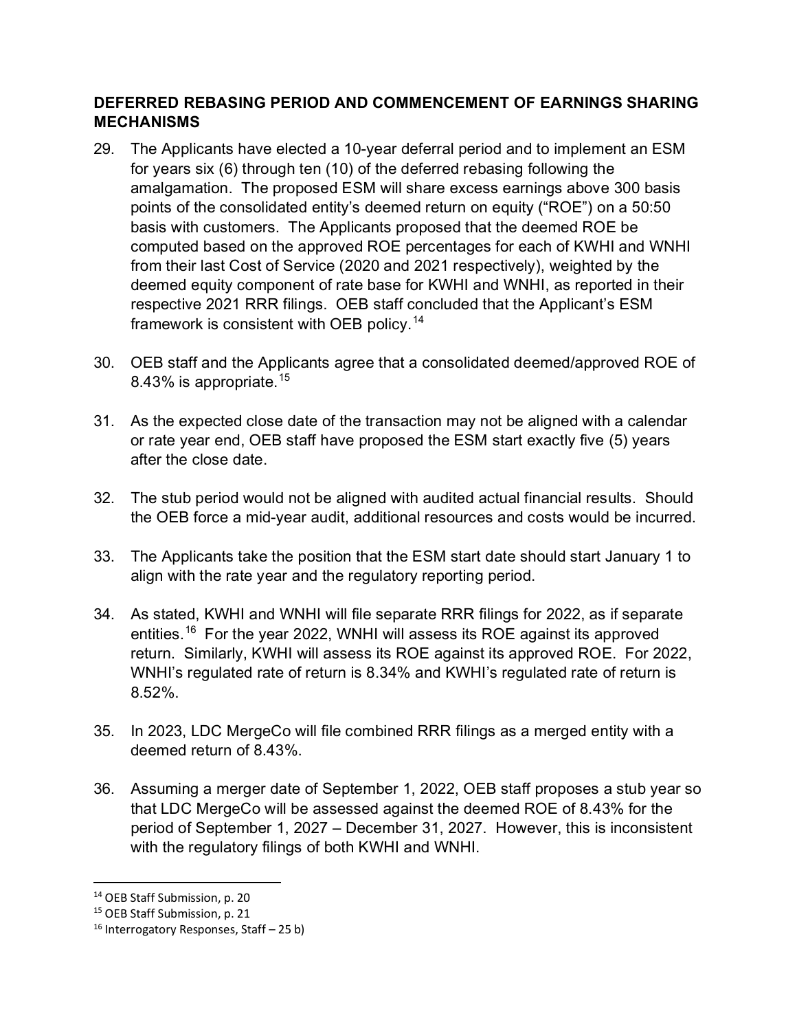## DEFERRED REBASING PERIOD AND COMMENCEMENT OF EARNINGS SHARING MECHANISMS

29. The Applicants have elected a 10-year deferral period and to implement an ESM for years six (6) through ten (10) of the deferred rebasing following the amalgamation. The proposed ESM will share excess earnings above 300 basis points of the consolidated entity's deemed return on equity ("ROE") on a 50:50 basis with customers. The Applicants proposed that the deemed ROE be computed based on the approved ROE percentages for each of KWHI and WNHI from their last Cost of Service (2020 and 2021 respectively), weighted by the deemed equity component of rate base for KWHI and WNHI, as reported in their respective 2021 RRR filings. OEB staff concluded that the Applicant's ESM framework is consistent with OEB policy.[14]

30. OEB staff and the Applicants agree that a consolidated deemed/approved ROE of 8.43% is appropriate.[15]

31. As the expected close date of the transaction may not be aligned with a calendar or rate year end, OEB staff have proposed the ESM start exactly five (5) years after the close date.

32. The stub period would not be aligned with audited actual financial results. Should the OEB force a mid-year audit, additional resources and costs would be incurred.

33. The Applicants take the position that the ESM start date should start January 1 to align with the rate year and the regulatory reporting period.

34. As stated, KWHI and WNHI will file separate RRR filings for 2022, as if separate entities.[16] For the year 2022, WNHI will assess its ROE against its approved return. Similarly, KWHI will assess its ROE against its approved ROE. For 2022, WNHI's regulated rate of return is 8.34% and KWHI's regulated rate of return is 8.52%.

35. In 2023, LDC MergeCo will file combined RRR filings as a merged entity with a deemed return of 8.43%.

36. Assuming a merger date of September 1, 2022, OEB staff proposes a stub year so that LDC MergeCo will be assessed against the deemed ROE of 8.43% for the period of September 1, 2027 – December 31, 2027. However, this is inconsistent with the regulatory filings of both KWHI and WNHI.

---

[14] OEB Staff Submission, p. 20

[15] OEB Staff Submission, p. 21

[16] Interrogatory Responses, Staff – 25 b)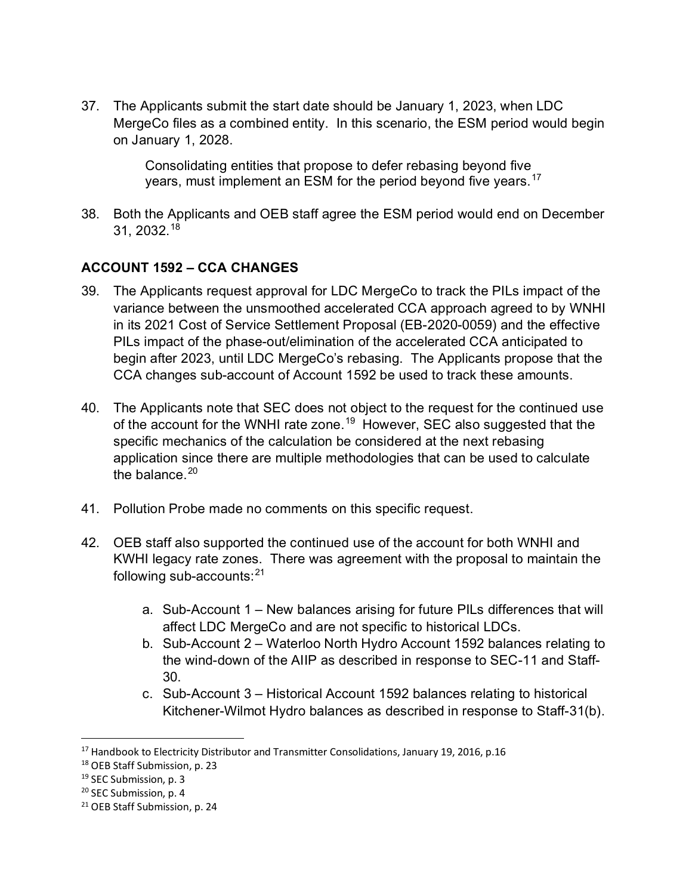37. The Applicants submit the start date should be January 1, 2023, when LDC MergeCo files as a combined entity. In this scenario, the ESM period would begin on January 1, 2028.

> Consolidating entities that propose to defer rebasing beyond five years, must implement an ESM for the period beyond five years.[17]

38. Both the Applicants and OEB staff agree the ESM period would end on December 31, 2032.[18]

## ACCOUNT 1592 – CCA CHANGES

39. The Applicants request approval for LDC MergeCo to track the PILs impact of the variance between the unsmoothed accelerated CCA approach agreed to by WNHI in its 2021 Cost of Service Settlement Proposal (EB-2020-0059) and the effective PILs impact of the phase-out/elimination of the accelerated CCA anticipated to begin after 2023, until LDC MergeCo's rebasing. The Applicants propose that the CCA changes sub-account of Account 1592 be used to track these amounts.

40. The Applicants note that SEC does not object to the request for the continued use of the account for the WNHI rate zone.[19] However, SEC also suggested that the specific mechanics of the calculation be considered at the next rebasing application since there are multiple methodologies that can be used to calculate the balance.[20]

41. Pollution Probe made no comments on this specific request.

42. OEB staff also supported the continued use of the account for both WNHI and KWHI legacy rate zones. There was agreement with the proposal to maintain the following sub-accounts:[21]

    a. Sub-Account 1 – New balances arising for future PILs differences that will affect LDC MergeCo and are not specific to historical LDCs.
    b. Sub-Account 2 – Waterloo North Hydro Account 1592 balances relating to the wind-down of the AIIP as described in response to SEC-11 and Staff-30.
    c. Sub-Account 3 – Historical Account 1592 balances relating to historical Kitchener-Wilmot Hydro balances as described in response to Staff-31(b).

---

[17] Handbook to Electricity Distributor and Transmitter Consolidations, January 19, 2016, p.16
[18] OEB Staff Submission, p. 23
[19] SEC Submission, p. 3
[20] SEC Submission, p. 4
[21] OEB Staff Submission, p. 24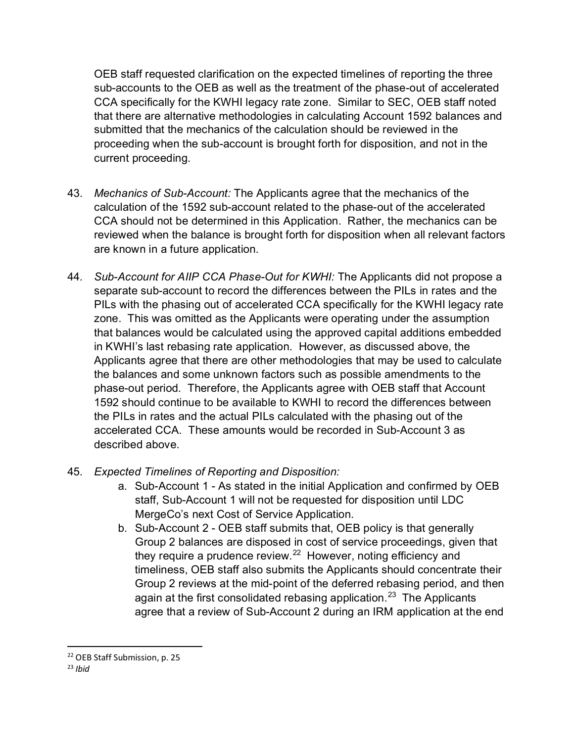OEB staff requested clarification on the expected timelines of reporting the three sub-accounts to the OEB as well as the treatment of the phase-out of accelerated CCA specifically for the KWHI legacy rate zone. Similar to SEC, OEB staff noted that there are alternative methodologies in calculating Account 1592 balances and submitted that the mechanics of the calculation should be reviewed in the proceeding when the sub-account is brought forth for disposition, and not in the current proceeding.

43. *Mechanics of Sub-Account:* The Applicants agree that the mechanics of the calculation of the 1592 sub-account related to the phase-out of the accelerated CCA should not be determined in this Application. Rather, the mechanics can be reviewed when the balance is brought forth for disposition when all relevant factors are known in a future application.

44. *Sub-Account for AIIP CCA Phase-Out for KWHI:* The Applicants did not propose a separate sub-account to record the differences between the PILs in rates and the PILs with the phasing out of accelerated CCA specifically for the KWHI legacy rate zone. This was omitted as the Applicants were operating under the assumption that balances would be calculated using the approved capital additions embedded in KWHI's last rebasing rate application. However, as discussed above, the Applicants agree that there are other methodologies that may be used to calculate the balances and some unknown factors such as possible amendments to the phase-out period. Therefore, the Applicants agree with OEB staff that Account 1592 should continue to be available to KWHI to record the differences between the PILs in rates and the actual PILs calculated with the phasing out of the accelerated CCA. These amounts would be recorded in Sub-Account 3 as described above.

45. *Expected Timelines of Reporting and Disposition:*
    a. Sub-Account 1 - As stated in the initial Application and confirmed by OEB staff, Sub-Account 1 will not be requested for disposition until LDC MergeCo's next Cost of Service Application.
    b. Sub-Account 2 - OEB staff submits that, OEB policy is that generally Group 2 balances are disposed in cost of service proceedings, given that they require a prudence review.[22] However, noting efficiency and timeliness, OEB staff also submits the Applicants should concentrate their Group 2 reviews at the mid-point of the deferred rebasing period, and then again at the first consolidated rebasing application.[23] The Applicants agree that a review of Sub-Account 2 during an IRM application at the end

[22] OEB Staff Submission, p. 25

[23] *Ibid*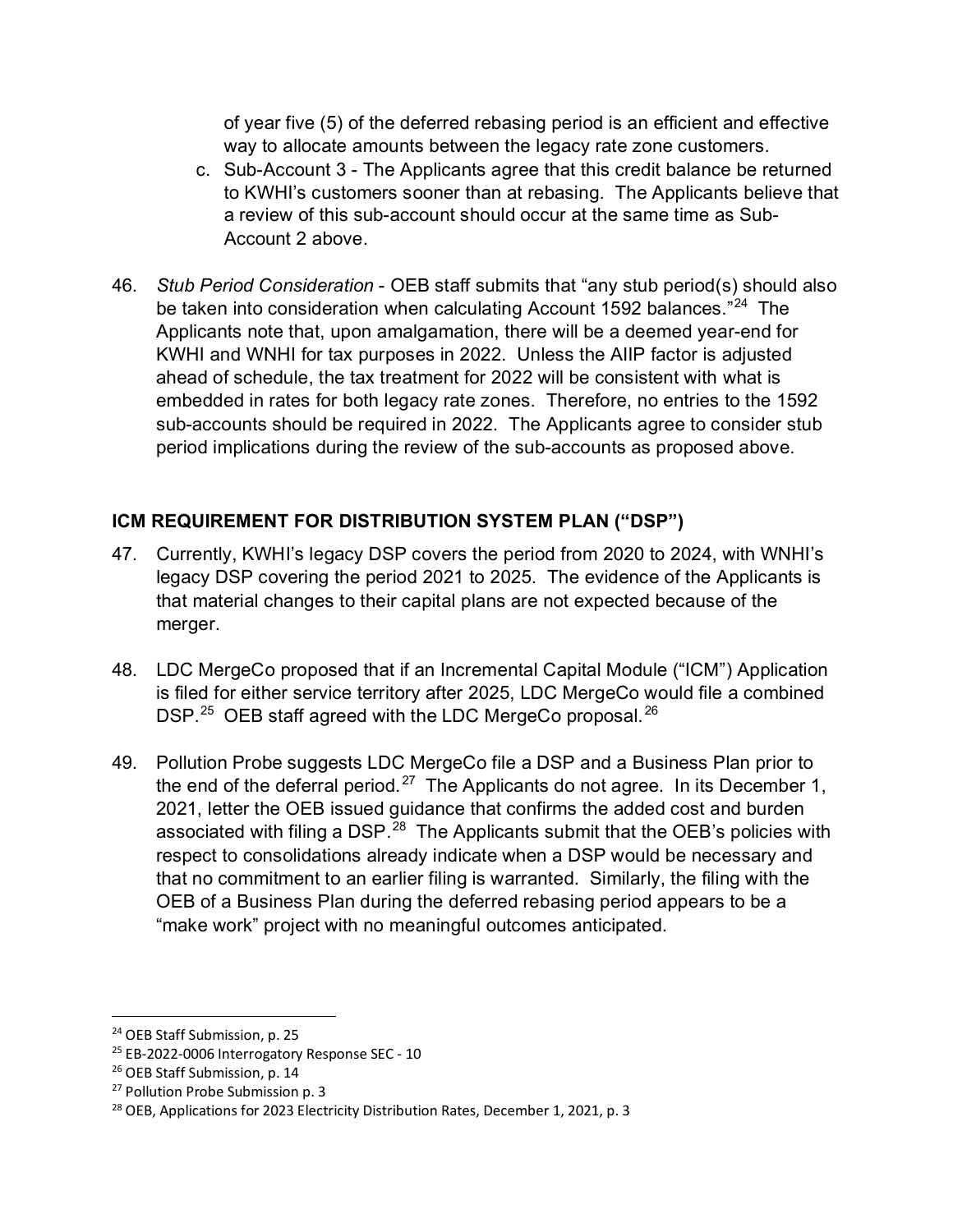of year five (5) of the deferred rebasing period is an efficient and effective way to allocate amounts between the legacy rate zone customers.

c. Sub-Account 3 - The Applicants agree that this credit balance be returned to KWHI's customers sooner than at rebasing. The Applicants believe that a review of this sub-account should occur at the same time as Sub-Account 2 above.

46. *Stub Period Consideration* - OEB staff submits that "any stub period(s) should also be taken into consideration when calculating Account 1592 balances."[24] The Applicants note that, upon amalgamation, there will be a deemed year-end for KWHI and WNHI for tax purposes in 2022. Unless the AIIP factor is adjusted ahead of schedule, the tax treatment for 2022 will be consistent with what is embedded in rates for both legacy rate zones. Therefore, no entries to the 1592 sub-accounts should be required in 2022. The Applicants agree to consider stub period implications during the review of the sub-accounts as proposed above.

## ICM REQUIREMENT FOR DISTRIBUTION SYSTEM PLAN ("DSP")

47. Currently, KWHI's legacy DSP covers the period from 2020 to 2024, with WNHI's legacy DSP covering the period 2021 to 2025. The evidence of the Applicants is that material changes to their capital plans are not expected because of the merger.

48. LDC MergeCo proposed that if an Incremental Capital Module ("ICM") Application is filed for either service territory after 2025, LDC MergeCo would file a combined DSP.[25] OEB staff agreed with the LDC MergeCo proposal.[26]

49. Pollution Probe suggests LDC MergeCo file a DSP and a Business Plan prior to the end of the deferral period.[27] The Applicants do not agree. In its December 1, 2021, letter the OEB issued guidance that confirms the added cost and burden associated with filing a DSP.[28] The Applicants submit that the OEB's policies with respect to consolidations already indicate when a DSP would be necessary and that no commitment to an earlier filing is warranted. Similarly, the filing with the OEB of a Business Plan during the deferred rebasing period appears to be a "make work" project with no meaningful outcomes anticipated.

---

[24] OEB Staff Submission, p. 25
[25] EB-2022-0006 Interrogatory Response SEC - 10
[26] OEB Staff Submission, p. 14
[27] Pollution Probe Submission p. 3
[28] OEB, Applications for 2023 Electricity Distribution Rates, December 1, 2021, p. 3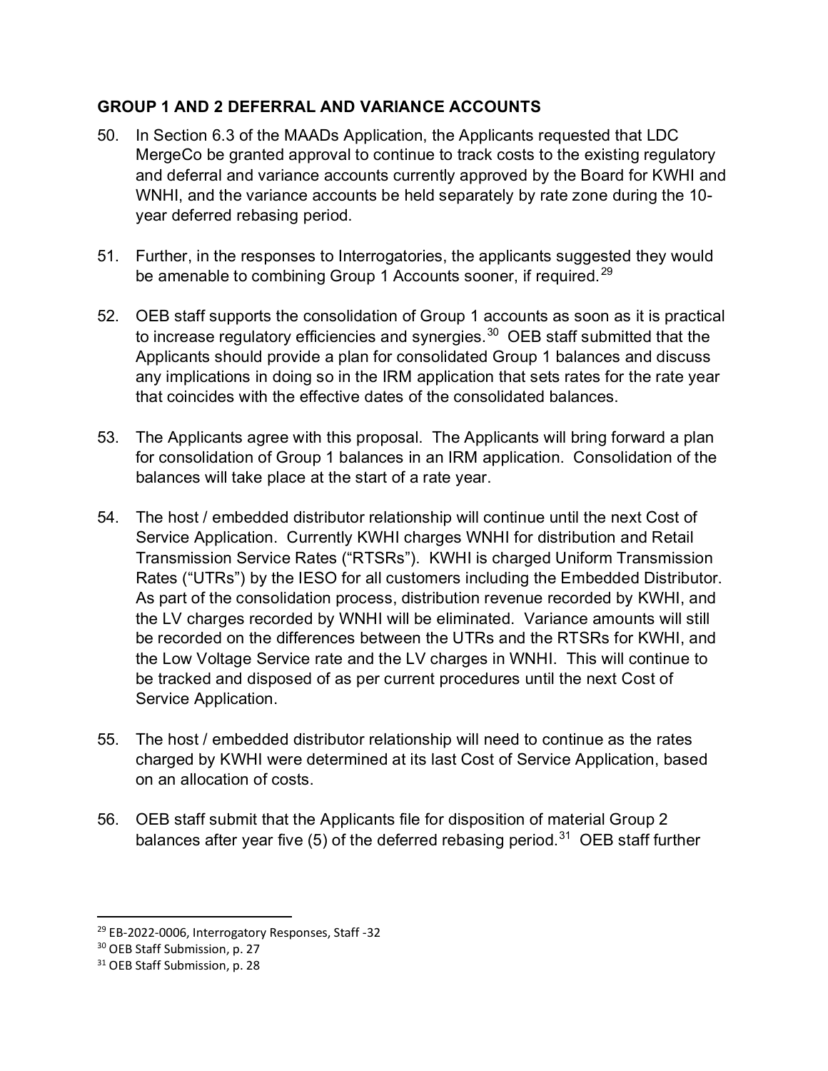## GROUP 1 AND 2 DEFERRAL AND VARIANCE ACCOUNTS

50. In Section 6.3 of the MAADs Application, the Applicants requested that LDC MergeCo be granted approval to continue to track costs to the existing regulatory and deferral and variance accounts currently approved by the Board for KWHI and WNHI, and the variance accounts be held separately by rate zone during the 10-year deferred rebasing period.

51. Further, in the responses to Interrogatories, the applicants suggested they would be amenable to combining Group 1 Accounts sooner, if required.[29]

52. OEB staff supports the consolidation of Group 1 accounts as soon as it is practical to increase regulatory efficiencies and synergies.[30] OEB staff submitted that the Applicants should provide a plan for consolidated Group 1 balances and discuss any implications in doing so in the IRM application that sets rates for the rate year that coincides with the effective dates of the consolidated balances.

53. The Applicants agree with this proposal. The Applicants will bring forward a plan for consolidation of Group 1 balances in an IRM application. Consolidation of the balances will take place at the start of a rate year.

54. The host / embedded distributor relationship will continue until the next Cost of Service Application. Currently KWHI charges WNHI for distribution and Retail Transmission Service Rates ("RTSRs"). KWHI is charged Uniform Transmission Rates ("UTRs") by the IESO for all customers including the Embedded Distributor. As part of the consolidation process, distribution revenue recorded by KWHI, and the LV charges recorded by WNHI will be eliminated. Variance amounts will still be recorded on the differences between the UTRs and the RTSRs for KWHI, and the Low Voltage Service rate and the LV charges in WNHI. This will continue to be tracked and disposed of as per current procedures until the next Cost of Service Application.

55. The host / embedded distributor relationship will need to continue as the rates charged by KWHI were determined at its last Cost of Service Application, based on an allocation of costs.

56. OEB staff submit that the Applicants file for disposition of material Group 2 balances after year five (5) of the deferred rebasing period.[31] OEB staff further

---

[29] EB-2022-0006, Interrogatory Responses, Staff -32

[30] OEB Staff Submission, p. 27

[31] OEB Staff Submission, p. 28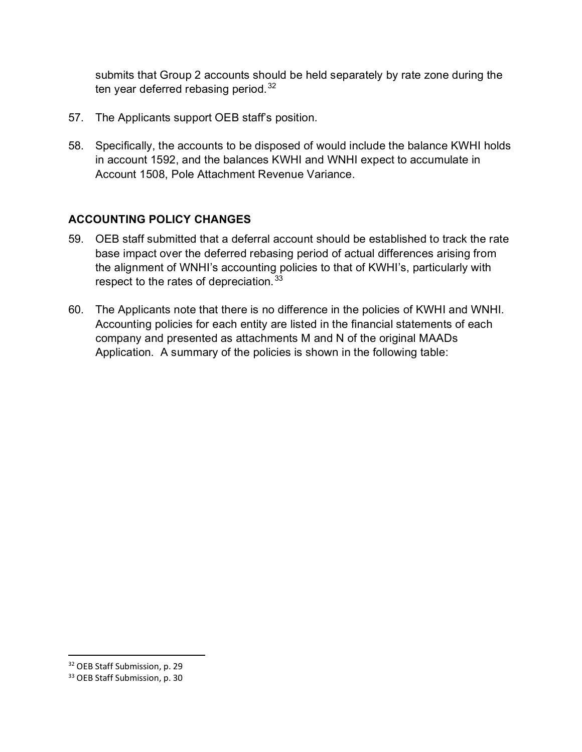submits that Group 2 accounts should be held separately by rate zone during the ten year deferred rebasing period.[32]

57. The Applicants support OEB staff's position.

58. Specifically, the accounts to be disposed of would include the balance KWHI holds in account 1592, and the balances KWHI and WNHI expect to accumulate in Account 1508, Pole Attachment Revenue Variance.

## ACCOUNTING POLICY CHANGES

59. OEB staff submitted that a deferral account should be established to track the rate base impact over the deferred rebasing period of actual differences arising from the alignment of WNHI's accounting policies to that of KWHI's, particularly with respect to the rates of depreciation.[33]

60. The Applicants note that there is no difference in the policies of KWHI and WNHI. Accounting policies for each entity are listed in the financial statements of each company and presented as attachments M and N of the original MAADs Application. A summary of the policies is shown in the following table:

---

[32] OEB Staff Submission, p. 29

[33] OEB Staff Submission, p. 30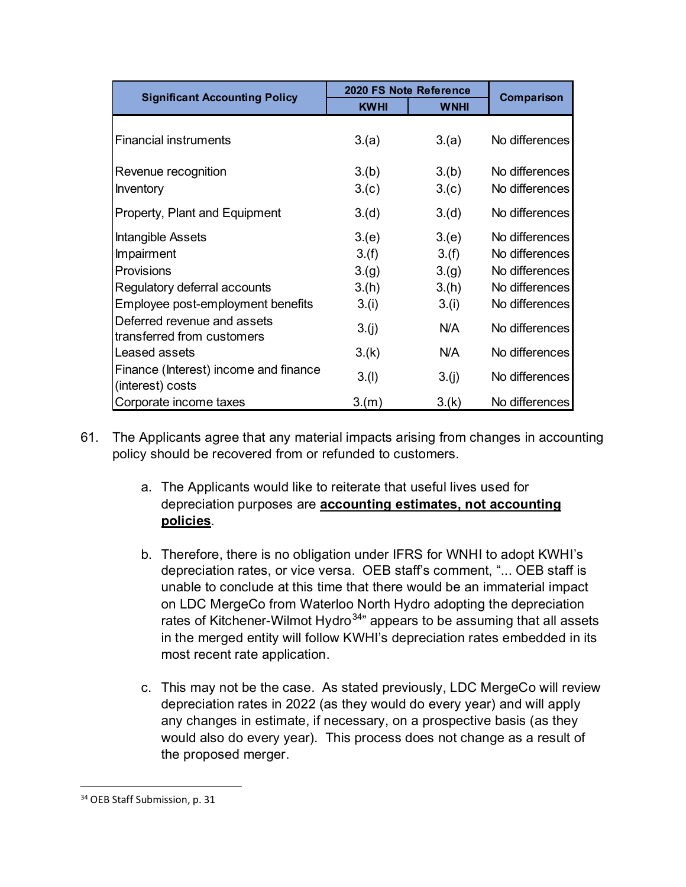| Significant Accounting Policy | 2020 FS Note Reference | | Comparison |
|---|---|---|---|
| | KWHI | WNHI | |
| Financial instruments | 3.(a) | 3.(a) | No differences |
| Revenue recognition | 3.(b) | 3.(b) | No differences |
| Inventory | 3.(c) | 3.(c) | No differences |
| Property, Plant and Equipment | 3.(d) | 3.(d) | No differences |
| Intangible Assets | 3.(e) | 3.(e) | No differences |
| Impairment | 3.(f) | 3.(f) | No differences |
| Provisions | 3.(g) | 3.(g) | No differences |
| Regulatory deferral accounts | 3.(h) | 3.(h) | No differences |
| Employee post-employment benefits | 3.(i) | 3.(i) | No differences |
| Deferred revenue and assets transferred from customers | 3.(j) | N/A | No differences |
| Leased assets | 3.(k) | N/A | No differences |
| Finance (Interest) income and finance (interest) costs | 3.(l) | 3.(j) | No differences |
| Corporate income taxes | 3.(m) | 3.(k) | No differences |

61. The Applicants agree that any material impacts arising from changes in accounting policy should be recovered from or refunded to customers.

    a. The Applicants would like to reiterate that useful lives used for depreciation purposes are **accounting estimates, not accounting policies**.

    b. Therefore, there is no obligation under IFRS for WNHI to adopt KWHI's depreciation rates, or vice versa. OEB staff's comment, "... OEB staff is unable to conclude at this time that there would be an immaterial impact on LDC MergeCo from Waterloo North Hydro adopting the depreciation rates of Kitchener-Wilmot Hydro[34]" appears to be assuming that all assets in the merged entity will follow KWHI's depreciation rates embedded in its most recent rate application.

    c. This may not be the case. As stated previously, LDC MergeCo will review depreciation rates in 2022 (as they would do every year) and will apply any changes in estimate, if necessary, on a prospective basis (as they would also do every year). This process does not change as a result of the proposed merger.

[34] OEB Staff Submission, p. 31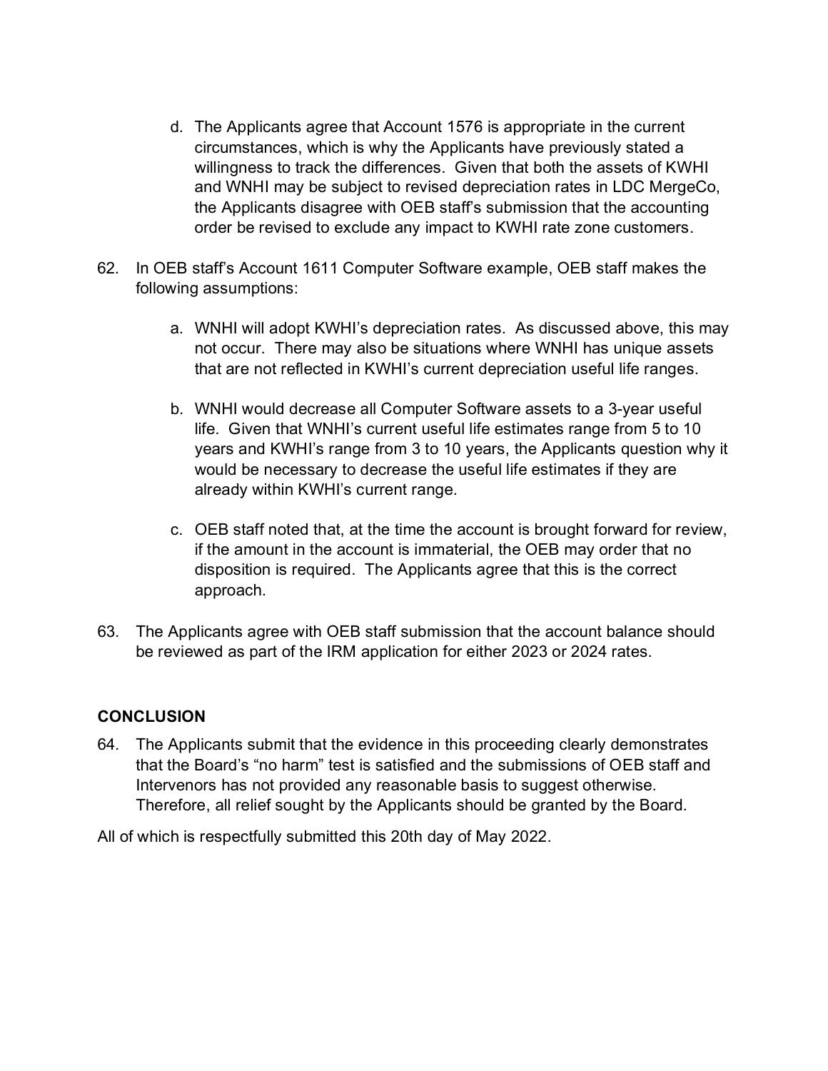d. The Applicants agree that Account 1576 is appropriate in the current circumstances, which is why the Applicants have previously stated a willingness to track the differences. Given that both the assets of KWHI and WNHI may be subject to revised depreciation rates in LDC MergeCo, the Applicants disagree with OEB staff's submission that the accounting order be revised to exclude any impact to KWHI rate zone customers.

62. In OEB staff's Account 1611 Computer Software example, OEB staff makes the following assumptions:

    a. WNHI will adopt KWHI's depreciation rates. As discussed above, this may not occur. There may also be situations where WNHI has unique assets that are not reflected in KWHI's current depreciation useful life ranges.

    b. WNHI would decrease all Computer Software assets to a 3-year useful life. Given that WNHI's current useful life estimates range from 5 to 10 years and KWHI's range from 3 to 10 years, the Applicants question why it would be necessary to decrease the useful life estimates if they are already within KWHI's current range.

    c. OEB staff noted that, at the time the account is brought forward for review, if the amount in the account is immaterial, the OEB may order that no disposition is required. The Applicants agree that this is the correct approach.

63. The Applicants agree with OEB staff submission that the account balance should be reviewed as part of the IRM application for either 2023 or 2024 rates.

## CONCLUSION

64. The Applicants submit that the evidence in this proceeding clearly demonstrates that the Board's "no harm" test is satisfied and the submissions of OEB staff and Intervenors has not provided any reasonable basis to suggest otherwise. Therefore, all relief sought by the Applicants should be granted by the Board.

All of which is respectfully submitted this 20th day of May 2022.